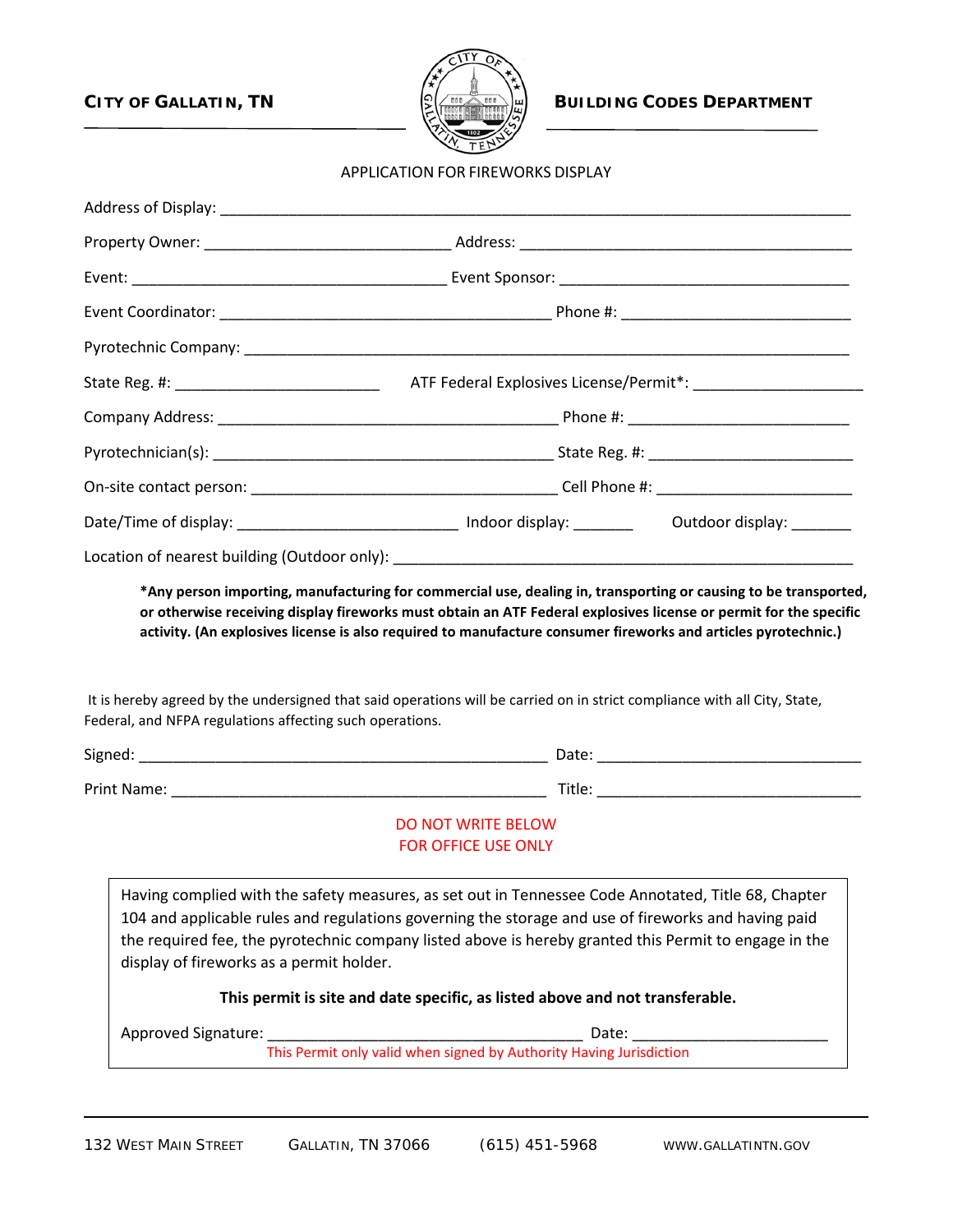**CITY OF GALLATIN, TN** **BUILDING CODES DEPARTMENT**

APPLICATION FOR FIREWORKS DISPLAY

Address of Display: ______________________________________________________________________

Property Owner: ____________________________ Address: ______________________________________

Event: ____________________________________ Event Sponsor: _________________________________

Event Coordinator: ______________________________________ Phone #: __________________________

Pyrotechnic Company: _____________________________________________________________________

State Reg. #: _______________________ ATF Federal Explosives License/Permit*: ___________________

Company Address: ______________________________________ Phone #: _________________________

Pyrotechnician(s): ______________________________________ State Reg. #: ______________________

On-site contact person: ___________________________________ Cell Phone #: ______________________

Date/Time of display: _________________________ Indoor display: _______ Outdoor display: _______

Location of nearest building (Outdoor only): ___________________________________________________

**\*Any person importing, manufacturing for commercial use, dealing in, transporting or causing to be transported, or otherwise receiving display fireworks must obtain an ATF Federal explosives license or permit for the specific activity. (An explosives license is also required to manufacture consumer fireworks and articles pyrotechnic.)**

It is hereby agreed by the undersigned that said operations will be carried on in strict compliance with all City, State, Federal, and NFPA regulations affecting such operations.

Signed: ______________________________________________ Date: _____________________________

Print Name: __________________________________________ Title: _____________________________

DO NOT WRITE BELOW
FOR OFFICE USE ONLY

Having complied with the safety measures, as set out in Tennessee Code Annotated, Title 68, Chapter 104 and applicable rules and regulations governing the storage and use of fireworks and having paid the required fee, the pyrotechnic company listed above is hereby granted this Permit to engage in the display of fireworks as a permit holder.

**This permit is site and date specific, as listed above and not transferable.**

Approved Signature: ____________________________________ Date: ______________________
This Permit only valid when signed by Authority Having Jurisdiction

132 WEST MAIN STREET GALLATIN, TN 37066 (615) 451-5968 WWW.GALLATINTN.GOV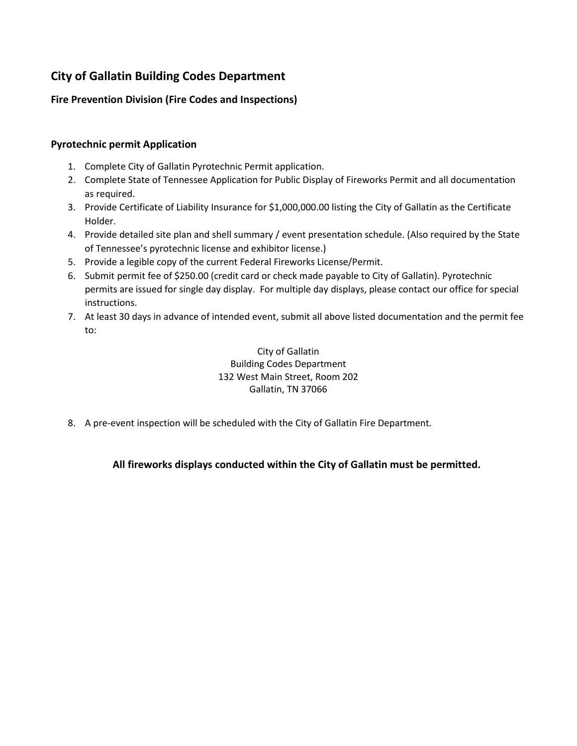## City of Gallatin Building Codes Department

### Fire Prevention Division (Fire Codes and Inspections)

### Pyrotechnic permit Application

1. Complete City of Gallatin Pyrotechnic Permit application.
2. Complete State of Tennessee Application for Public Display of Fireworks Permit and all documentation as required.
3. Provide Certificate of Liability Insurance for $1,000,000.00 listing the City of Gallatin as the Certificate Holder.
4. Provide detailed site plan and shell summary / event presentation schedule. (Also required by the State of Tennessee's pyrotechnic license and exhibitor license.)
5. Provide a legible copy of the current Federal Fireworks License/Permit.
6. Submit permit fee of $250.00 (credit card or check made payable to City of Gallatin). Pyrotechnic permits are issued for single day display. For multiple day displays, please contact our office for special instructions.
7. At least 30 days in advance of intended event, submit all above listed documentation and the permit fee to:

   City of Gallatin
   Building Codes Department
   132 West Main Street, Room 202
   Gallatin, TN 37066

8. A pre-event inspection will be scheduled with the City of Gallatin Fire Department.

**All fireworks displays conducted within the City of Gallatin must be permitted.**